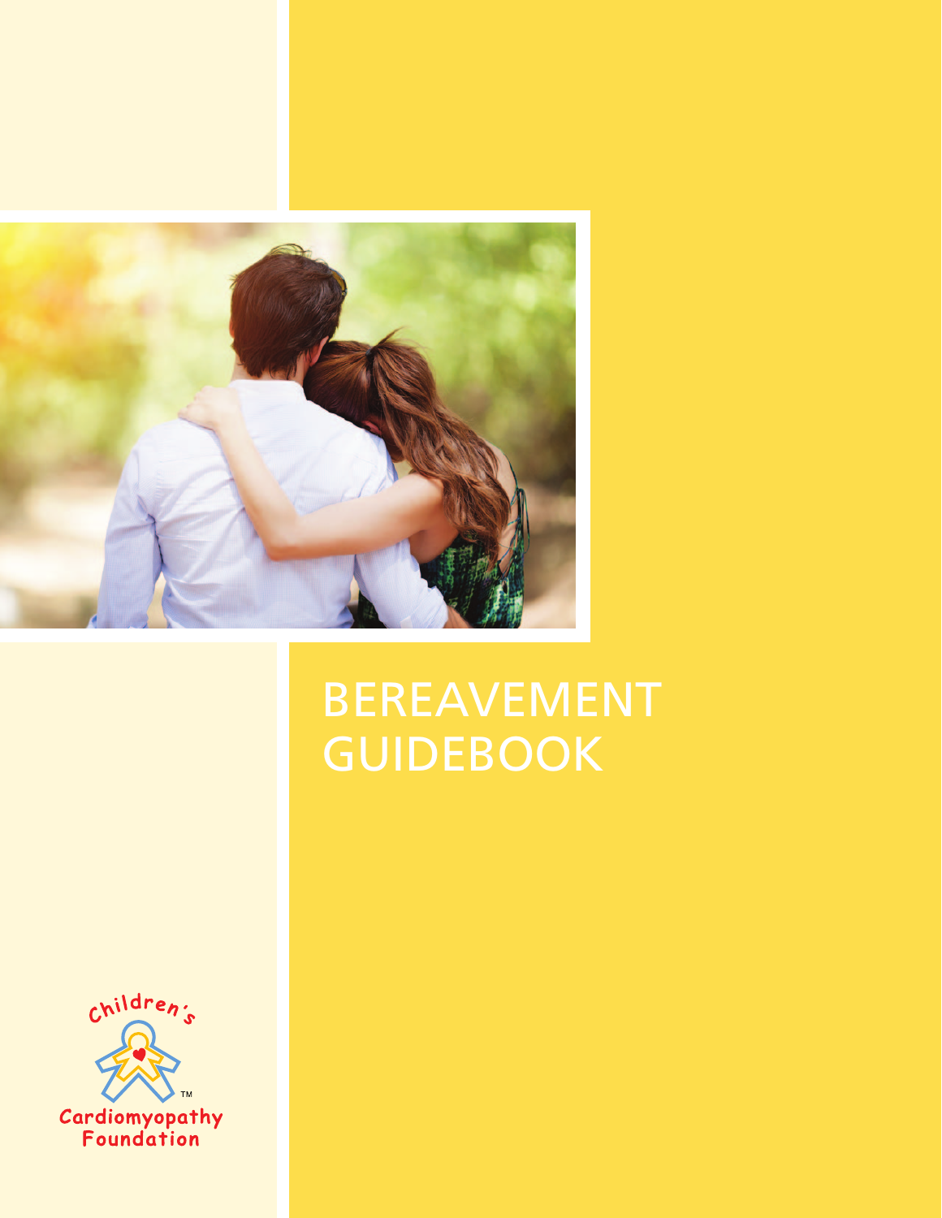# BEREAVEMENT GUIDEBOOK

Children's Cardiomyopathy Foundation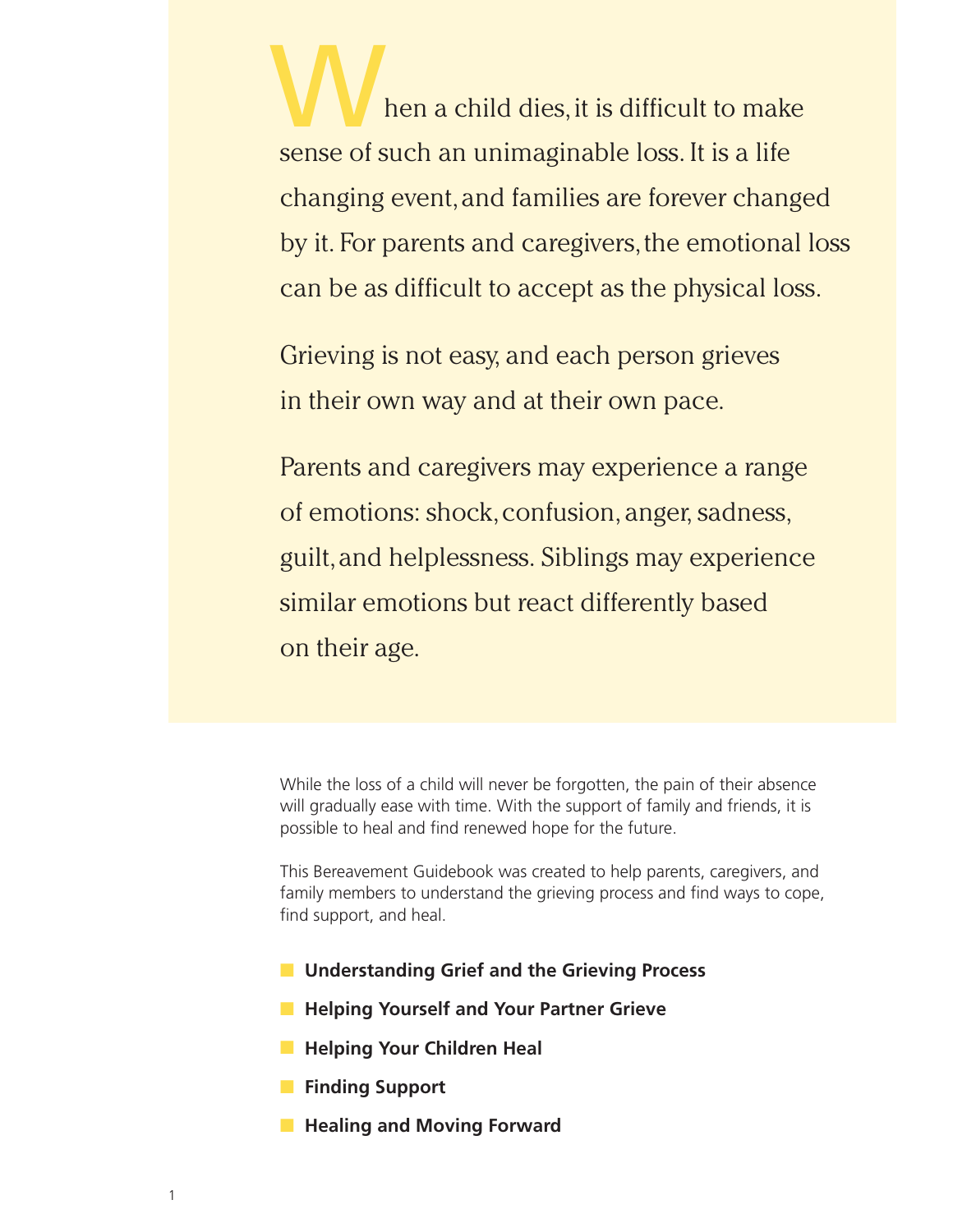When a child dies, it is difficult to make sense of such an unimaginable loss. It is a life changing event, and families are forever changed by it. For parents and caregivers, the emotional loss can be as difficult to accept as the physical loss.

Grieving is not easy, and each person grieves in their own way and at their own pace.

Parents and caregivers may experience a range of emotions: shock, confusion, anger, sadness, guilt, and helplessness. Siblings may experience similar emotions but react differently based on their age.

While the loss of a child will never be forgotten, the pain of their absence will gradually ease with time. With the support of family and friends, it is possible to heal and find renewed hope for the future.

This Bereavement Guidebook was created to help parents, caregivers, and family members to understand the grieving process and find ways to cope, find support, and heal.

- **Understanding Grief and the Grieving Process**
- **Helping Yourself and Your Partner Grieve**
- **Helping Your Children Heal**
- **Finding Support**
- **Healing and Moving Forward**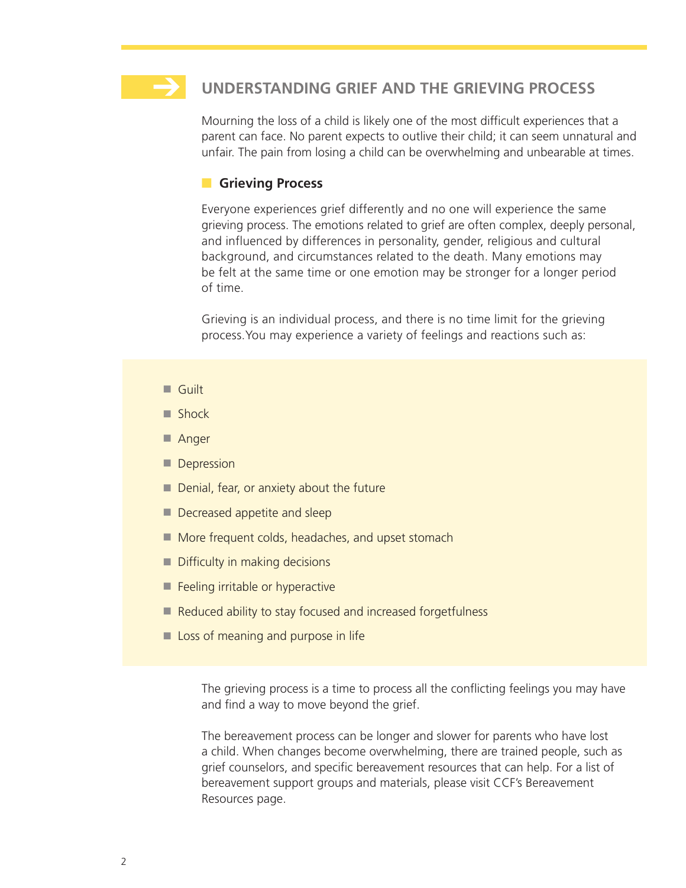## UNDERSTANDING GRIEF AND THE GRIEVING PROCESS

Mourning the loss of a child is likely one of the most difficult experiences that a parent can face. No parent expects to outlive their child; it can seem unnatural and unfair. The pain from losing a child can be overwhelming and unbearable at times.

### Grieving Process

Everyone experiences grief differently and no one will experience the same grieving process. The emotions related to grief are often complex, deeply personal, and influenced by differences in personality, gender, religious and cultural background, and circumstances related to the death. Many emotions may be felt at the same time or one emotion may be stronger for a longer period of time.

Grieving is an individual process, and there is no time limit for the grieving process. You may experience a variety of feelings and reactions such as:

- Guilt
- Shock
- Anger
- Depression
- Denial, fear, or anxiety about the future
- Decreased appetite and sleep
- More frequent colds, headaches, and upset stomach
- Difficulty in making decisions
- Feeling irritable or hyperactive
- Reduced ability to stay focused and increased forgetfulness
- Loss of meaning and purpose in life

The grieving process is a time to process all the conflicting feelings you may have and find a way to move beyond the grief.

The bereavement process can be longer and slower for parents who have lost a child. When changes become overwhelming, there are trained people, such as grief counselors, and specific bereavement resources that can help. For a list of bereavement support groups and materials, please visit CCF's Bereavement Resources page.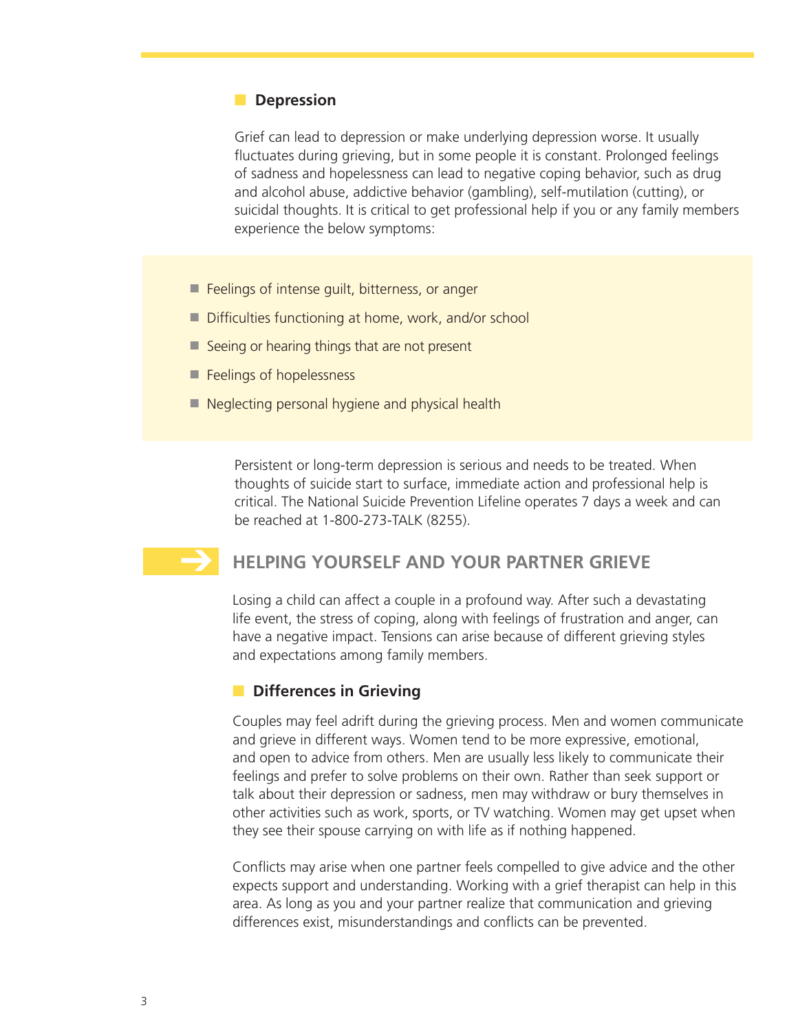### Depression

Grief can lead to depression or make underlying depression worse. It usually fluctuates during grieving, but in some people it is constant. Prolonged feelings of sadness and hopelessness can lead to negative coping behavior, such as drug and alcohol abuse, addictive behavior (gambling), self-mutilation (cutting), or suicidal thoughts. It is critical to get professional help if you or any family members experience the below symptoms:

- Feelings of intense guilt, bitterness, or anger
- Difficulties functioning at home, work, and/or school
- Seeing or hearing things that are not present
- Feelings of hopelessness
- Neglecting personal hygiene and physical health

Persistent or long-term depression is serious and needs to be treated. When thoughts of suicide start to surface, immediate action and professional help is critical. The National Suicide Prevention Lifeline operates 7 days a week and can be reached at 1-800-273-TALK (8255).

## HELPING YOURSELF AND YOUR PARTNER GRIEVE

Losing a child can affect a couple in a profound way. After such a devastating life event, the stress of coping, along with feelings of frustration and anger, can have a negative impact. Tensions can arise because of different grieving styles and expectations among family members.

### Differences in Grieving

Couples may feel adrift during the grieving process. Men and women communicate and grieve in different ways. Women tend to be more expressive, emotional, and open to advice from others. Men are usually less likely to communicate their feelings and prefer to solve problems on their own. Rather than seek support or talk about their depression or sadness, men may withdraw or bury themselves in other activities such as work, sports, or TV watching. Women may get upset when they see their spouse carrying on with life as if nothing happened.

Conflicts may arise when one partner feels compelled to give advice and the other expects support and understanding. Working with a grief therapist can help in this area. As long as you and your partner realize that communication and grieving differences exist, misunderstandings and conflicts can be prevented.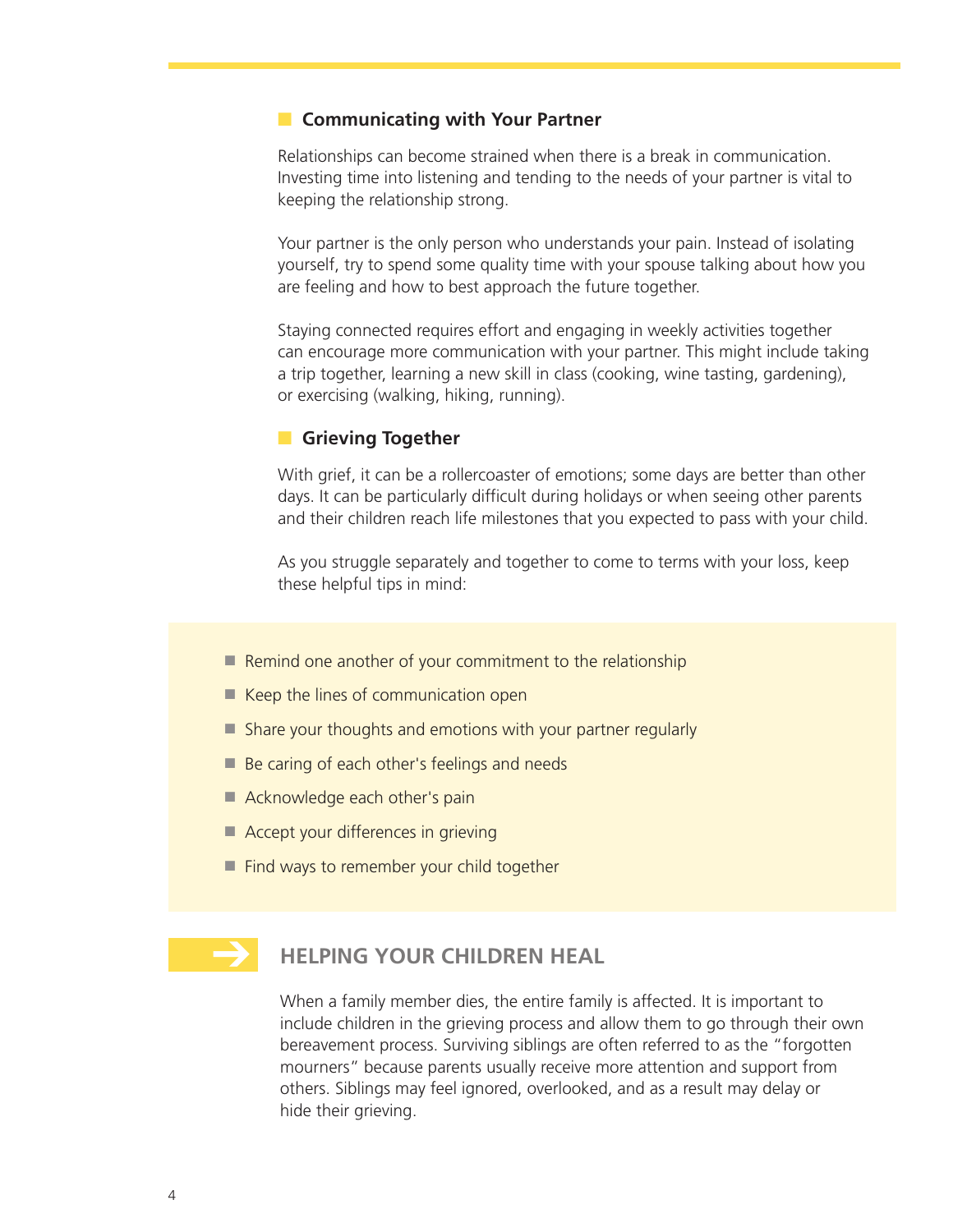### Communicating with Your Partner

Relationships can become strained when there is a break in communication. Investing time into listening and tending to the needs of your partner is vital to keeping the relationship strong.

Your partner is the only person who understands your pain. Instead of isolating yourself, try to spend some quality time with your spouse talking about how you are feeling and how to best approach the future together.

Staying connected requires effort and engaging in weekly activities together can encourage more communication with your partner. This might include taking a trip together, learning a new skill in class (cooking, wine tasting, gardening), or exercising (walking, hiking, running).

### Grieving Together

With grief, it can be a rollercoaster of emotions; some days are better than other days. It can be particularly difficult during holidays or when seeing other parents and their children reach life milestones that you expected to pass with your child.

As you struggle separately and together to come to terms with your loss, keep these helpful tips in mind:

- Remind one another of your commitment to the relationship
- Keep the lines of communication open
- Share your thoughts and emotions with your partner regularly
- Be caring of each other's feelings and needs
- Acknowledge each other's pain
- Accept your differences in grieving
- Find ways to remember your child together

## HELPING YOUR CHILDREN HEAL

When a family member dies, the entire family is affected. It is important to include children in the grieving process and allow them to go through their own bereavement process. Surviving siblings are often referred to as the "forgotten mourners" because parents usually receive more attention and support from others. Siblings may feel ignored, overlooked, and as a result may delay or hide their grieving.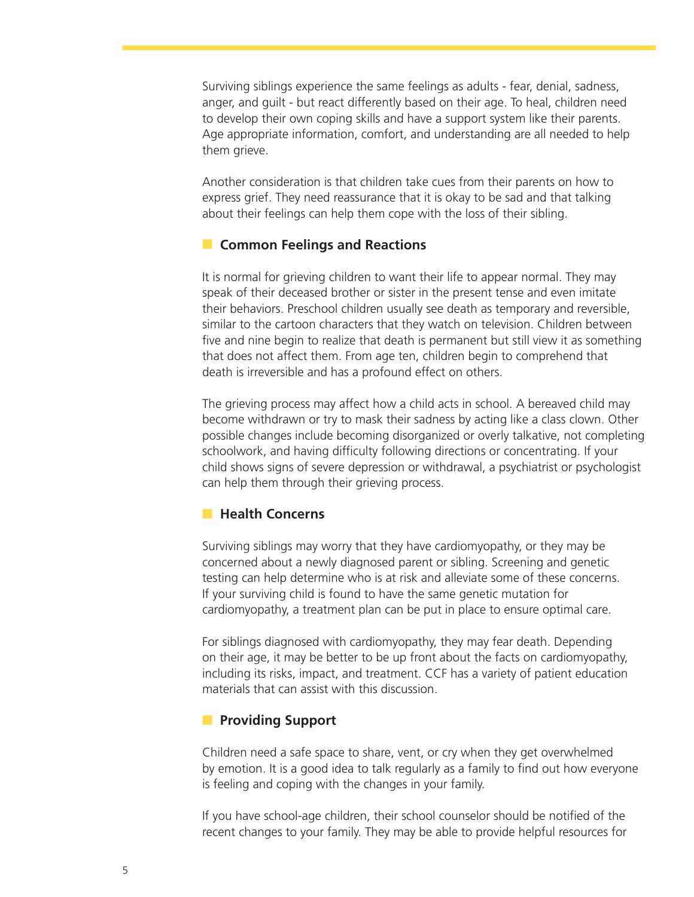Surviving siblings experience the same feelings as adults - fear, denial, sadness, anger, and guilt - but react differently based on their age. To heal, children need to develop their own coping skills and have a support system like their parents. Age appropriate information, comfort, and understanding are all needed to help them grieve.

Another consideration is that children take cues from their parents on how to express grief. They need reassurance that it is okay to be sad and that talking about their feelings can help them cope with the loss of their sibling.

## Common Feelings and Reactions

It is normal for grieving children to want their life to appear normal. They may speak of their deceased brother or sister in the present tense and even imitate their behaviors. Preschool children usually see death as temporary and reversible, similar to the cartoon characters that they watch on television. Children between five and nine begin to realize that death is permanent but still view it as something that does not affect them. From age ten, children begin to comprehend that death is irreversible and has a profound effect on others.

The grieving process may affect how a child acts in school. A bereaved child may become withdrawn or try to mask their sadness by acting like a class clown. Other possible changes include becoming disorganized or overly talkative, not completing schoolwork, and having difficulty following directions or concentrating. If your child shows signs of severe depression or withdrawal, a psychiatrist or psychologist can help them through their grieving process.

## Health Concerns

Surviving siblings may worry that they have cardiomyopathy, or they may be concerned about a newly diagnosed parent or sibling. Screening and genetic testing can help determine who is at risk and alleviate some of these concerns. If your surviving child is found to have the same genetic mutation for cardiomyopathy, a treatment plan can be put in place to ensure optimal care.

For siblings diagnosed with cardiomyopathy, they may fear death. Depending on their age, it may be better to be up front about the facts on cardiomyopathy, including its risks, impact, and treatment. CCF has a variety of patient education materials that can assist with this discussion.

## Providing Support

Children need a safe space to share, vent, or cry when they get overwhelmed by emotion. It is a good idea to talk regularly as a family to find out how everyone is feeling and coping with the changes in your family.

If you have school-age children, their school counselor should be notified of the recent changes to your family. They may be able to provide helpful resources for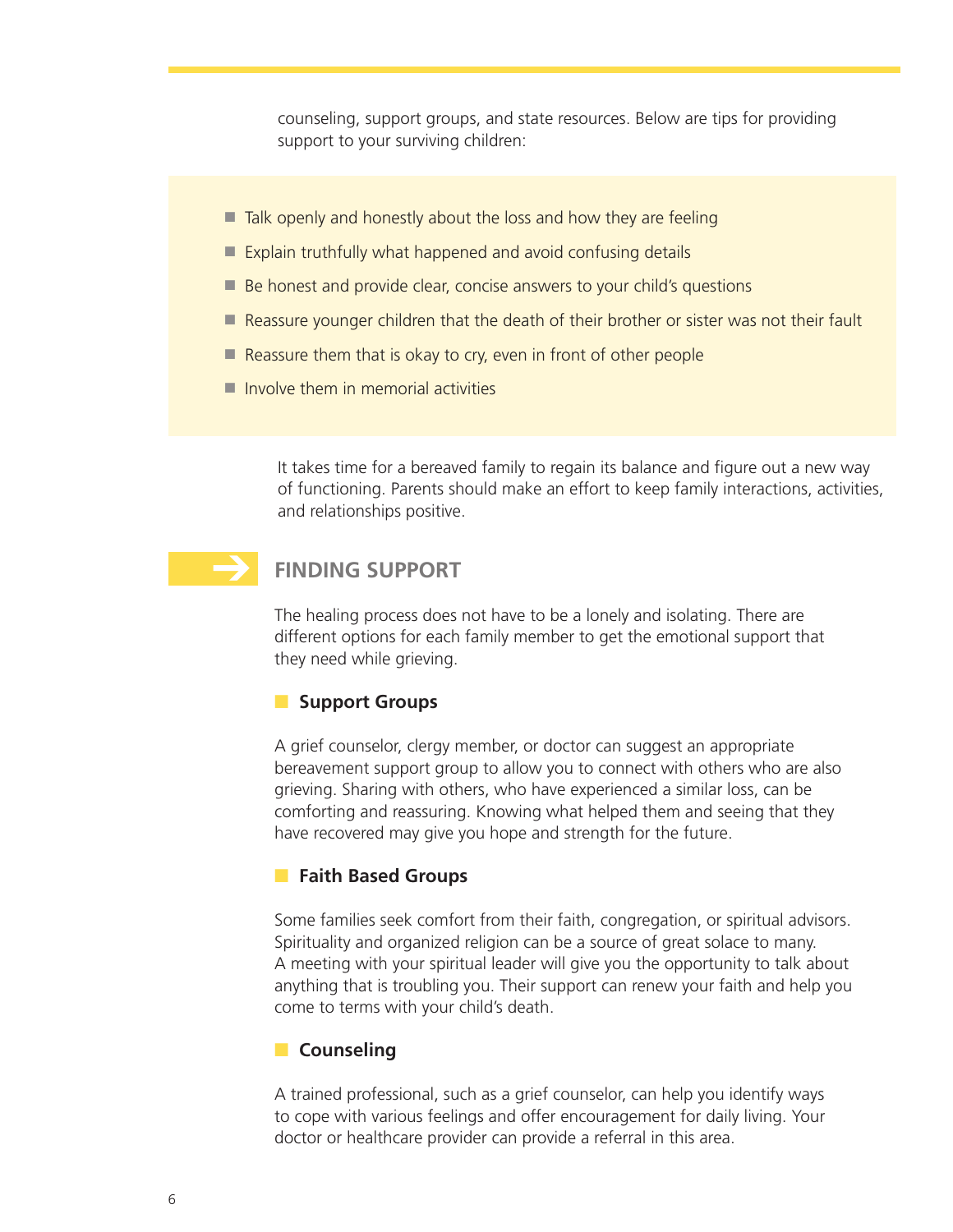counseling, support groups, and state resources. Below are tips for providing support to your surviving children:

- Talk openly and honestly about the loss and how they are feeling
- Explain truthfully what happened and avoid confusing details
- Be honest and provide clear, concise answers to your child's questions
- Reassure younger children that the death of their brother or sister was not their fault
- Reassure them that is okay to cry, even in front of other people
- Involve them in memorial activities

It takes time for a bereaved family to regain its balance and figure out a new way of functioning. Parents should make an effort to keep family interactions, activities, and relationships positive.

## FINDING SUPPORT

The healing process does not have to be a lonely and isolating. There are different options for each family member to get the emotional support that they need while grieving.

### Support Groups

A grief counselor, clergy member, or doctor can suggest an appropriate bereavement support group to allow you to connect with others who are also grieving. Sharing with others, who have experienced a similar loss, can be comforting and reassuring. Knowing what helped them and seeing that they have recovered may give you hope and strength for the future.

### Faith Based Groups

Some families seek comfort from their faith, congregation, or spiritual advisors. Spirituality and organized religion can be a source of great solace to many. A meeting with your spiritual leader will give you the opportunity to talk about anything that is troubling you. Their support can renew your faith and help you come to terms with your child's death.

### Counseling

A trained professional, such as a grief counselor, can help you identify ways to cope with various feelings and offer encouragement for daily living. Your doctor or healthcare provider can provide a referral in this area.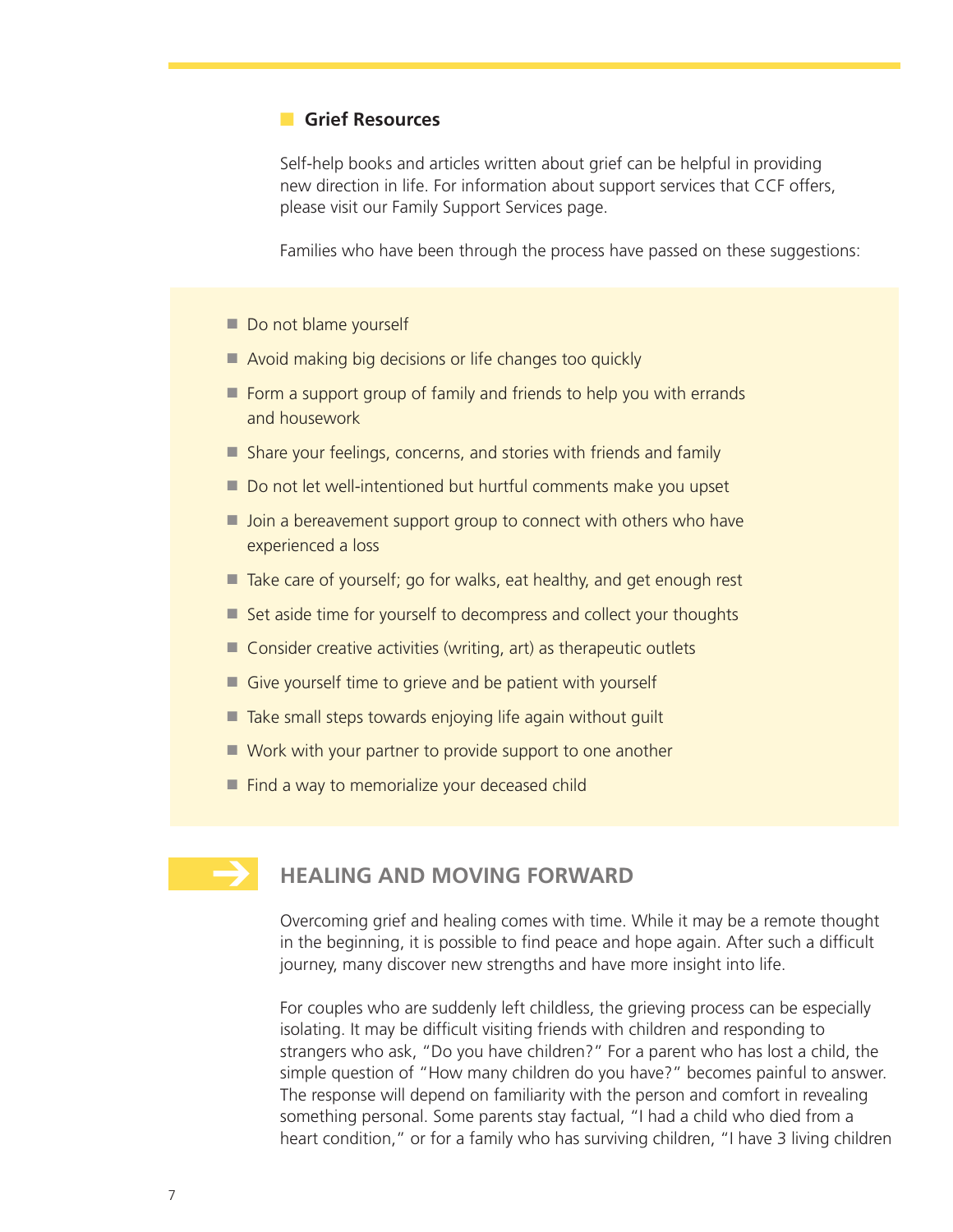### Grief Resources

Self-help books and articles written about grief can be helpful in providing new direction in life. For information about support services that CCF offers, please visit our Family Support Services page.

Families who have been through the process have passed on these suggestions:

- Do not blame yourself
- Avoid making big decisions or life changes too quickly
- Form a support group of family and friends to help you with errands and housework
- Share your feelings, concerns, and stories with friends and family
- Do not let well-intentioned but hurtful comments make you upset
- Join a bereavement support group to connect with others who have experienced a loss
- Take care of yourself; go for walks, eat healthy, and get enough rest
- Set aside time for yourself to decompress and collect your thoughts
- Consider creative activities (writing, art) as therapeutic outlets
- Give yourself time to grieve and be patient with yourself
- Take small steps towards enjoying life again without guilt
- Work with your partner to provide support to one another
- Find a way to memorialize your deceased child

## HEALING AND MOVING FORWARD

Overcoming grief and healing comes with time. While it may be a remote thought in the beginning, it is possible to find peace and hope again. After such a difficult journey, many discover new strengths and have more insight into life.

For couples who are suddenly left childless, the grieving process can be especially isolating. It may be difficult visiting friends with children and responding to strangers who ask, "Do you have children?" For a parent who has lost a child, the simple question of "How many children do you have?" becomes painful to answer. The response will depend on familiarity with the person and comfort in revealing something personal. Some parents stay factual, "I had a child who died from a heart condition," or for a family who has surviving children, "I have 3 living children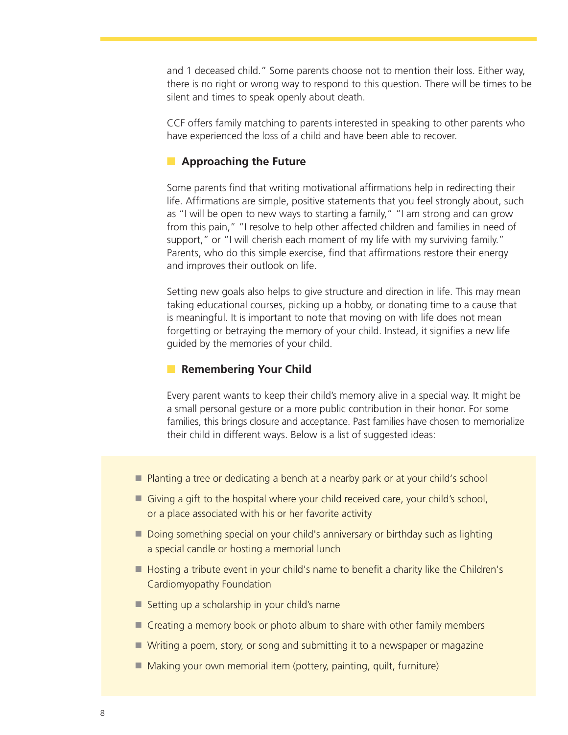and 1 deceased child." Some parents choose not to mention their loss. Either way, there is no right or wrong way to respond to this question. There will be times to be silent and times to speak openly about death.

CCF offers family matching to parents interested in speaking to other parents who have experienced the loss of a child and have been able to recover.

## Approaching the Future

Some parents find that writing motivational affirmations help in redirecting their life. Affirmations are simple, positive statements that you feel strongly about, such as "I will be open to new ways to starting a family," "I am strong and can grow from this pain," "I resolve to help other affected children and families in need of support," or "I will cherish each moment of my life with my surviving family." Parents, who do this simple exercise, find that affirmations restore their energy and improves their outlook on life.

Setting new goals also helps to give structure and direction in life. This may mean taking educational courses, picking up a hobby, or donating time to a cause that is meaningful. It is important to note that moving on with life does not mean forgetting or betraying the memory of your child. Instead, it signifies a new life guided by the memories of your child.

## Remembering Your Child

Every parent wants to keep their child's memory alive in a special way. It might be a small personal gesture or a more public contribution in their honor. For some families, this brings closure and acceptance. Past families have chosen to memorialize their child in different ways. Below is a list of suggested ideas:

- Planting a tree or dedicating a bench at a nearby park or at your child's school
- Giving a gift to the hospital where your child received care, your child's school, or a place associated with his or her favorite activity
- Doing something special on your child's anniversary or birthday such as lighting a special candle or hosting a memorial lunch
- Hosting a tribute event in your child's name to benefit a charity like the Children's Cardiomyopathy Foundation
- Setting up a scholarship in your child's name
- Creating a memory book or photo album to share with other family members
- Writing a poem, story, or song and submitting it to a newspaper or magazine
- Making your own memorial item (pottery, painting, quilt, furniture)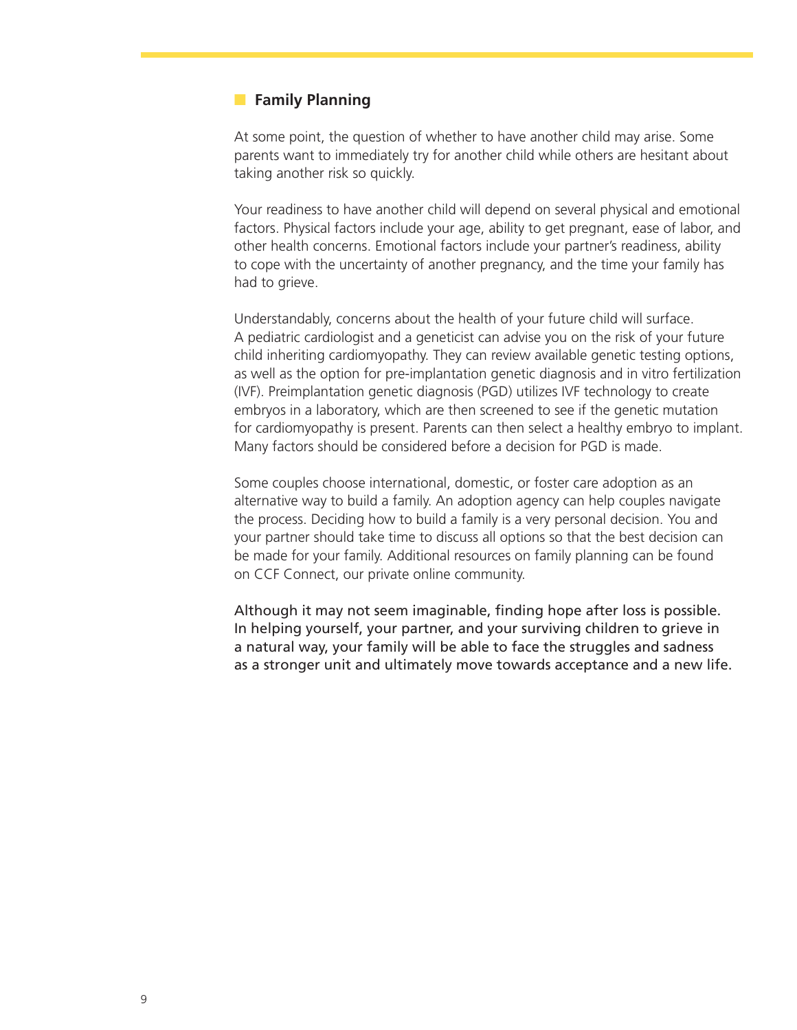## Family Planning

At some point, the question of whether to have another child may arise. Some parents want to immediately try for another child while others are hesitant about taking another risk so quickly.

Your readiness to have another child will depend on several physical and emotional factors. Physical factors include your age, ability to get pregnant, ease of labor, and other health concerns. Emotional factors include your partner's readiness, ability to cope with the uncertainty of another pregnancy, and the time your family has had to grieve.

Understandably, concerns about the health of your future child will surface. A pediatric cardiologist and a geneticist can advise you on the risk of your future child inheriting cardiomyopathy. They can review available genetic testing options, as well as the option for pre-implantation genetic diagnosis and in vitro fertilization (IVF). Preimplantation genetic diagnosis (PGD) utilizes IVF technology to create embryos in a laboratory, which are then screened to see if the genetic mutation for cardiomyopathy is present. Parents can then select a healthy embryo to implant. Many factors should be considered before a decision for PGD is made.

Some couples choose international, domestic, or foster care adoption as an alternative way to build a family. An adoption agency can help couples navigate the process. Deciding how to build a family is a very personal decision. You and your partner should take time to discuss all options so that the best decision can be made for your family. Additional resources on family planning can be found on CCF Connect, our private online community.

Although it may not seem imaginable, finding hope after loss is possible. In helping yourself, your partner, and your surviving children to grieve in a natural way, your family will be able to face the struggles and sadness as a stronger unit and ultimately move towards acceptance and a new life.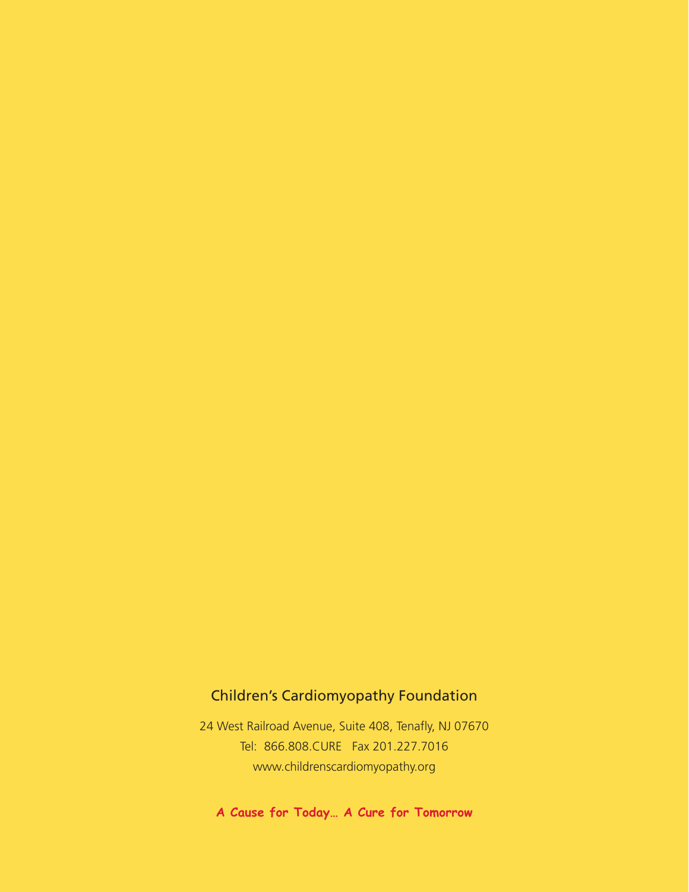Children's Cardiomyopathy Foundation

24 West Railroad Avenue, Suite 408, Tenafly, NJ 07670
Tel: 866.808.CURE Fax 201.227.7016
www.childrenscardiomyopathy.org

**A Cause for Today... A Cure for Tomorrow**